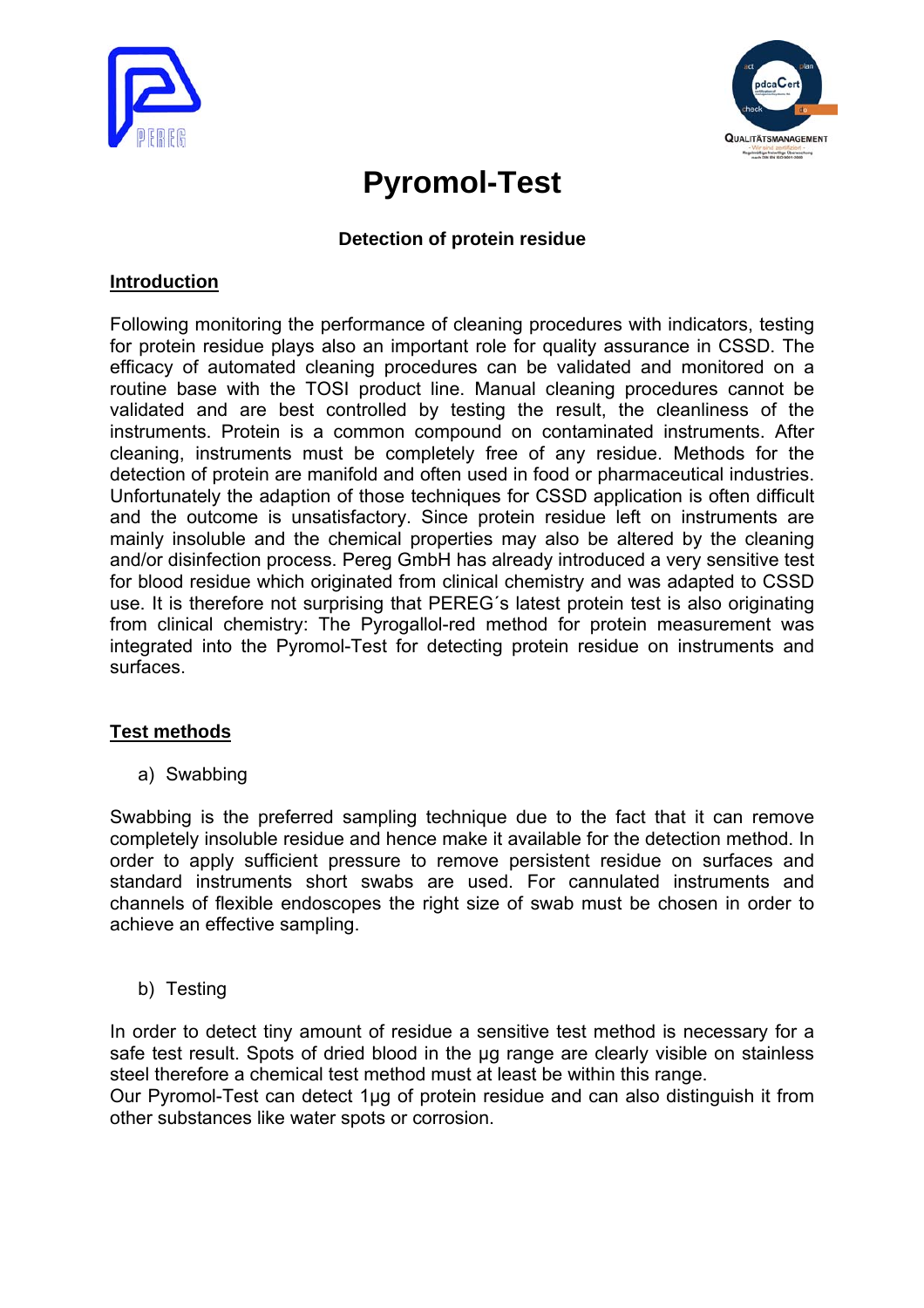# Pyromol-Test

### Detection of protein residue

## Introduction

Following monitoring the performance of cleaning procedures with indicators, testing for protein residue plays also an important role for quality assurance in CSSD. The efficacy of automated cleaning procedures can be validated and monitored on a routine base with the TOSI product line. Manual cleaning procedures cannot be validated and are best controlled by testing the result, the cleanliness of the instruments. Protein is a common compound on contaminated instruments. After cleaning, instruments must be completely free of any residue. Methods for the detection of protein are manifold and often used in food or pharmaceutical industries. Unfortunately the adaption of those techniques for CSSD application is often difficult and the outcome is unsatisfactory. Since protein residue left on instruments are mainly insoluble and the chemical properties may also be altered by the cleaning and/or disinfection process. Pereg GmbH has already introduced a very sensitive test for blood residue which originated from clinical chemistry and was adapted to CSSD use. It is therefore not surprising that PEREG´s latest protein test is also originating from clinical chemistry: The Pyrogallol-red method for protein measurement was integrated into the Pyromol-Test for detecting protein residue on instruments and surfaces.

## Test methods

a) Swabbing

Swabbing is the preferred sampling technique due to the fact that it can remove completely insoluble residue and hence make it available for the detection method. In order to apply sufficient pressure to remove persistent residue on surfaces and standard instruments short swabs are used. For cannulated instruments and channels of flexible endoscopes the right size of swab must be chosen in order to achieve an effective sampling.

b) Testing

In order to detect tiny amount of residue a sensitive test method is necessary for a safe test result. Spots of dried blood in the µg range are clearly visible on stainless steel therefore a chemical test method must at least be within this range.
Our Pyromol-Test can detect 1µg of protein residue and can also distinguish it from other substances like water spots or corrosion.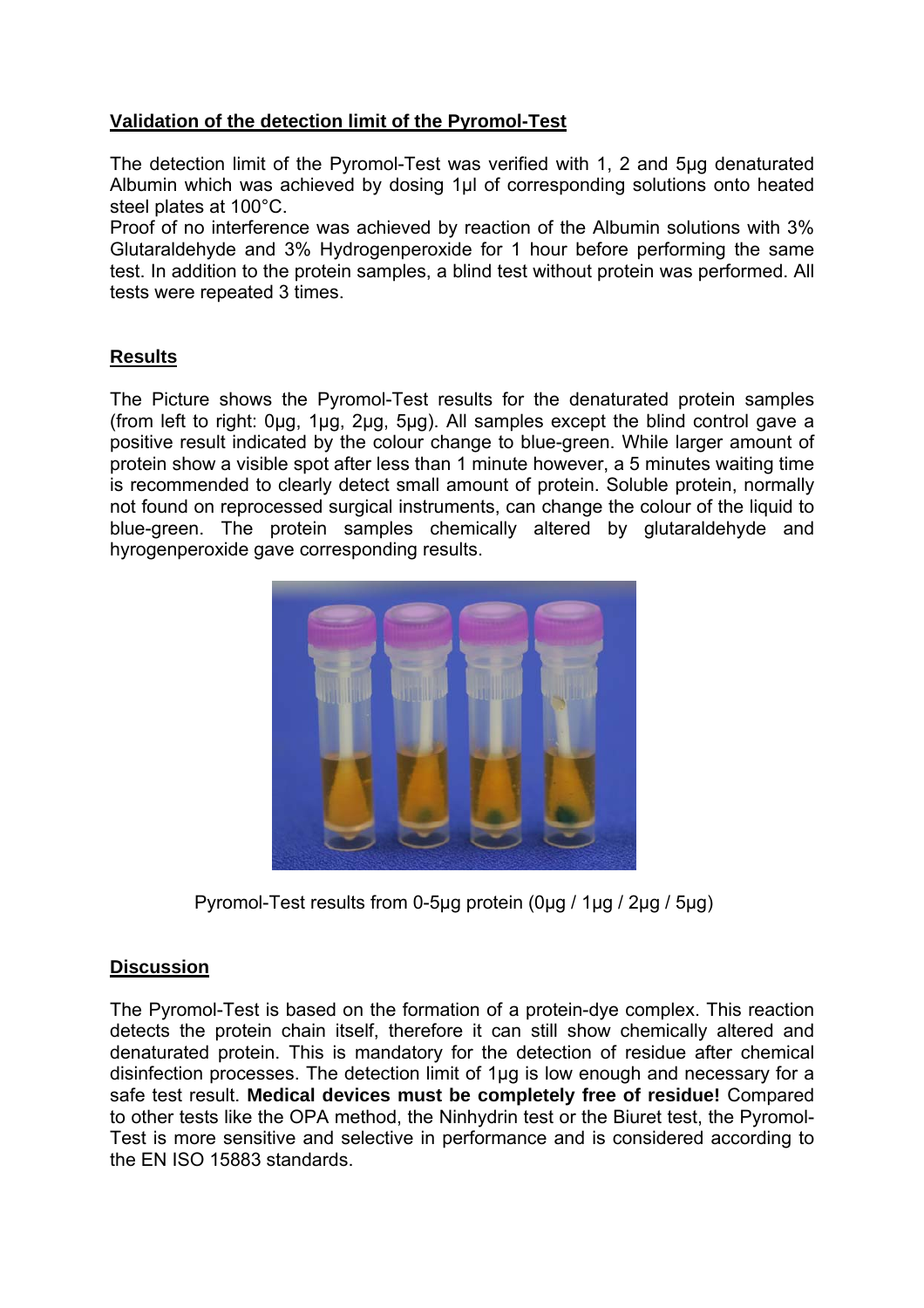## Validation of the detection limit of the Pyromol-Test

The detection limit of the Pyromol-Test was verified with 1, 2 and 5µg denaturated Albumin which was achieved by dosing 1µl of corresponding solutions onto heated steel plates at 100°C.
Proof of no interference was achieved by reaction of the Albumin solutions with 3% Glutaraldehyde and 3% Hydrogenperoxide for 1 hour before performing the same test. In addition to the protein samples, a blind test without protein was performed. All tests were repeated 3 times.

## Results

The Picture shows the Pyromol-Test results for the denaturated protein samples (from left to right: 0µg, 1µg, 2µg, 5µg). All samples except the blind control gave a positive result indicated by the colour change to blue-green. While larger amount of protein show a visible spot after less than 1 minute however, a 5 minutes waiting time is recommended to clearly detect small amount of protein. Soluble protein, normally not found on reprocessed surgical instruments, can change the colour of the liquid to blue-green. The protein samples chemically altered by glutaraldehyde and hyrogenperoxide gave corresponding results.

Pyromol-Test results from 0-5µg protein (0µg / 1µg / 2µg / 5µg)

## Discussion

The Pyromol-Test is based on the formation of a protein-dye complex. This reaction detects the protein chain itself, therefore it can still show chemically altered and denaturated protein. This is mandatory for the detection of residue after chemical disinfection processes. The detection limit of 1µg is low enough and necessary for a safe test result. **Medical devices must be completely free of residue!** Compared to other tests like the OPA method, the Ninhydrin test or the Biuret test, the Pyromol-Test is more sensitive and selective in performance and is considered according to the EN ISO 15883 standards.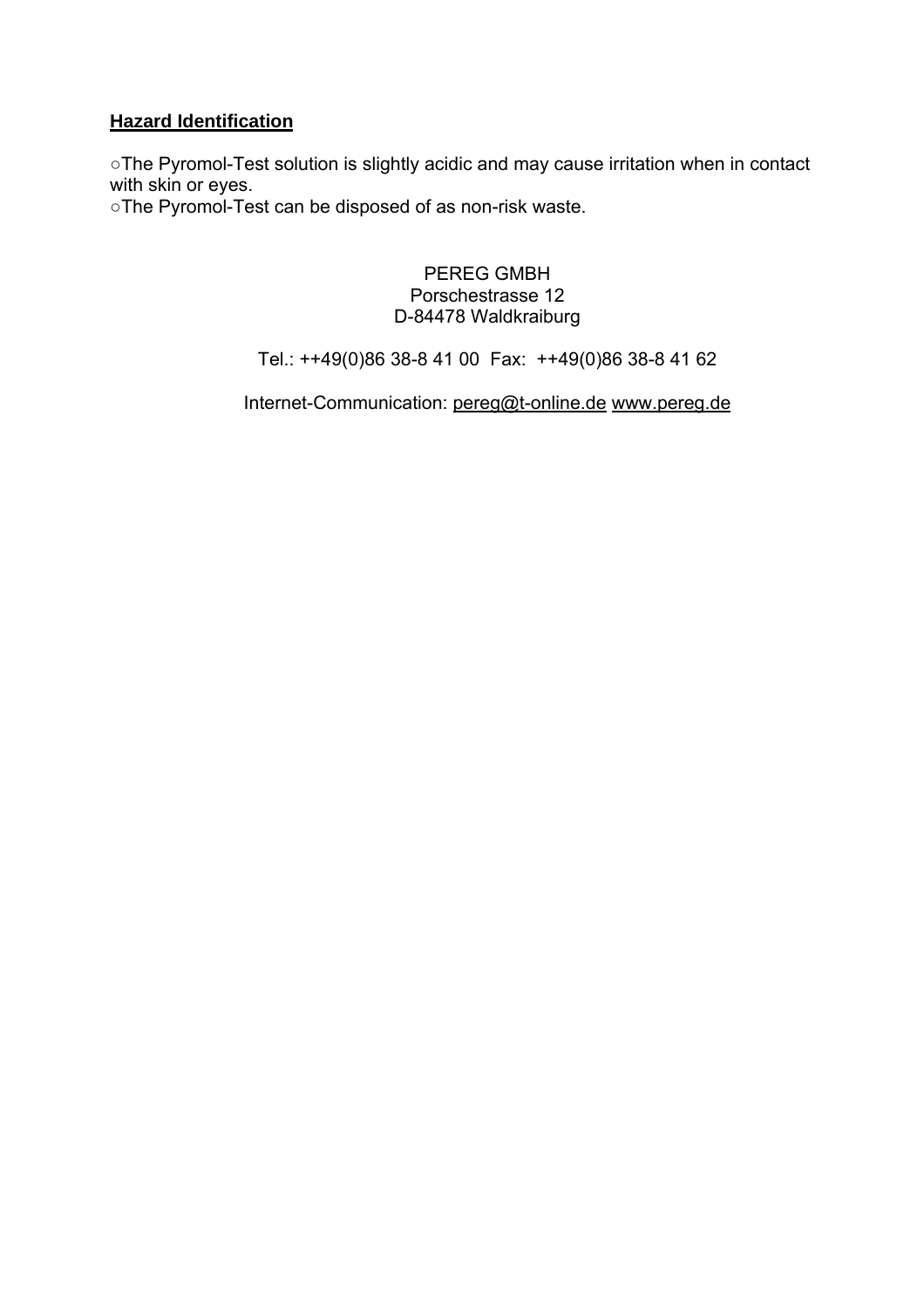**Hazard Identification**

○The Pyromol-Test solution is slightly acidic and may cause irritation when in contact with skin or eyes.
○The Pyromol-Test can be disposed of as non-risk waste.

PEREG GMBH
Porschestrasse 12
D-84478 Waldkraiburg

Tel.: ++49(0)86 38-8 41 00 Fax: ++49(0)86 38-8 41 62

Internet-Communication: pereg@t-online.de www.pereg.de